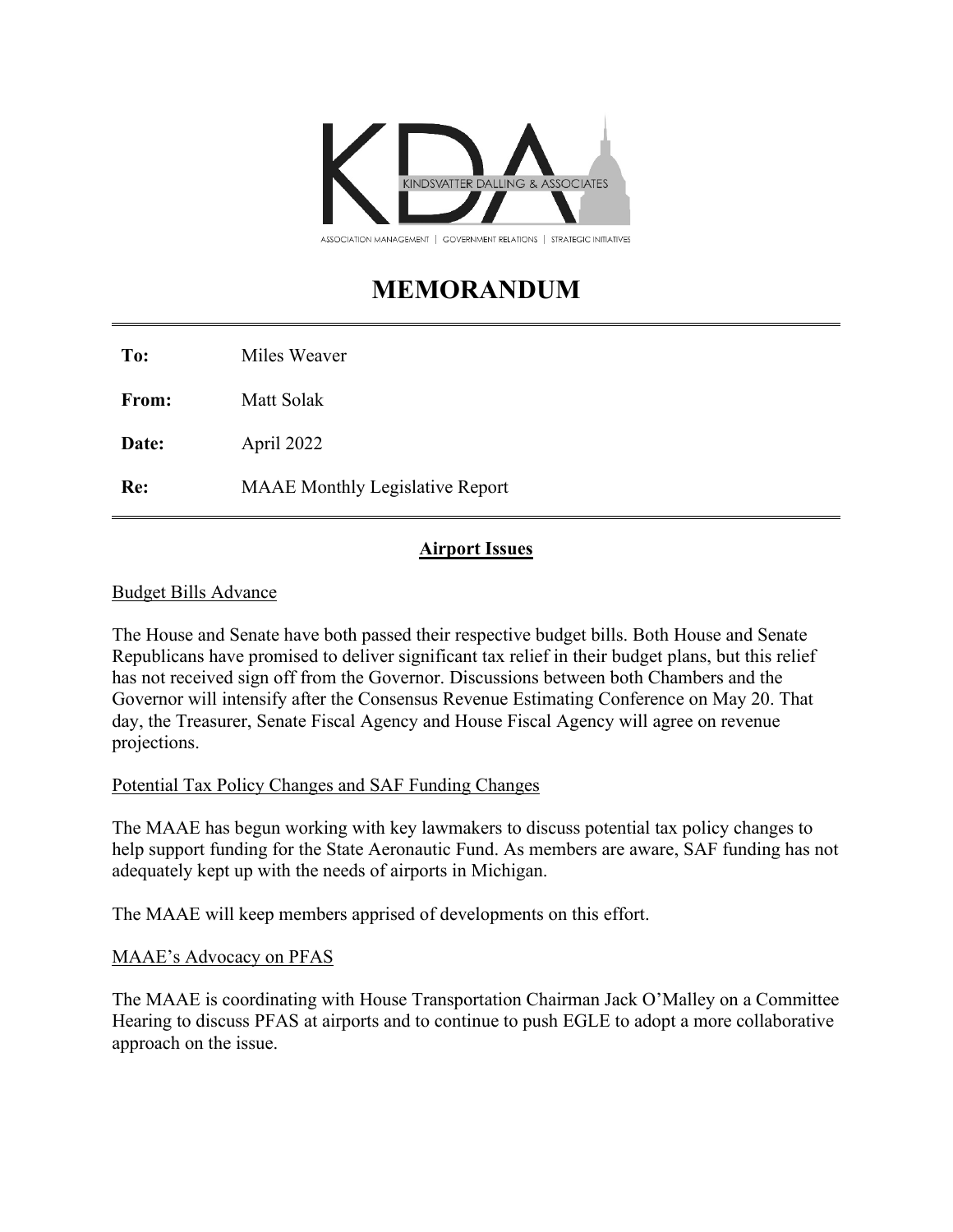KINDSVATTER DALLING & ASSOCIATES

ASSOCIATION MANAGEMENT | GOVERNMENT RELATIONS | STRATEGIC INITIATIVES

# MEMORANDUM

| | |
|---|---|
| **To:** | Miles Weaver |
| **From:** | Matt Solak |
| **Date:** | April 2022 |
| **Re:** | MAAE Monthly Legislative Report |

## Airport Issues

### Budget Bills Advance

The House and Senate have both passed their respective budget bills. Both House and Senate Republicans have promised to deliver significant tax relief in their budget plans, but this relief has not received sign off from the Governor. Discussions between both Chambers and the Governor will intensify after the Consensus Revenue Estimating Conference on May 20. That day, the Treasurer, Senate Fiscal Agency and House Fiscal Agency will agree on revenue projections.

### Potential Tax Policy Changes and SAF Funding Changes

The MAAE has begun working with key lawmakers to discuss potential tax policy changes to help support funding for the State Aeronautic Fund. As members are aware, SAF funding has not adequately kept up with the needs of airports in Michigan.

The MAAE will keep members apprised of developments on this effort.

### MAAE's Advocacy on PFAS

The MAAE is coordinating with House Transportation Chairman Jack O'Malley on a Committee Hearing to discuss PFAS at airports and to continue to push EGLE to adopt a more collaborative approach on the issue.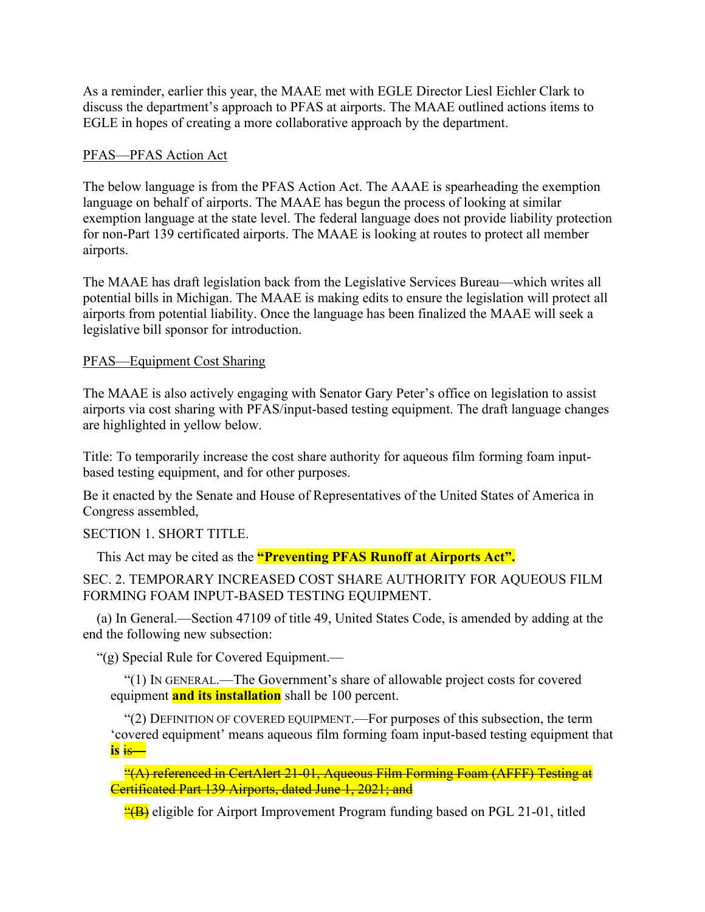As a reminder, earlier this year, the MAAE met with EGLE Director Liesl Eichler Clark to discuss the department's approach to PFAS at airports. The MAAE outlined actions items to EGLE in hopes of creating a more collaborative approach by the department.

PFAS—PFAS Action Act

The below language is from the PFAS Action Act. The AAAE is spearheading the exemption language on behalf of airports. The MAAE has begun the process of looking at similar exemption language at the state level. The federal language does not provide liability protection for non-Part 139 certificated airports. The MAAE is looking at routes to protect all member airports.

The MAAE has draft legislation back from the Legislative Services Bureau—which writes all potential bills in Michigan. The MAAE is making edits to ensure the legislation will protect all airports from potential liability. Once the language has been finalized the MAAE will seek a legislative bill sponsor for introduction.

PFAS—Equipment Cost Sharing

The MAAE is also actively engaging with Senator Gary Peter's office on legislation to assist airports via cost sharing with PFAS/input-based testing equipment. The draft language changes are highlighted in yellow below.

Title: To temporarily increase the cost share authority for aqueous film forming foam input-based testing equipment, and for other purposes.

Be it enacted by the Senate and House of Representatives of the United States of America in Congress assembled,

SECTION 1. SHORT TITLE.

This Act may be cited as the **"Preventing PFAS Runoff at Airports Act".**

SEC. 2. TEMPORARY INCREASED COST SHARE AUTHORITY FOR AQUEOUS FILM FORMING FOAM INPUT-BASED TESTING EQUIPMENT.

(a) In General.—Section 47109 of title 49, United States Code, is amended by adding at the end the following new subsection:

"(g) Special Rule for Covered Equipment.—

"(1) IN GENERAL.—The Government's share of allowable project costs for covered equipment **and its installation** shall be 100 percent.

"(2) DEFINITION OF COVERED EQUIPMENT.—For purposes of this subsection, the term 'covered equipment' means aqueous film forming foam input-based testing equipment that **is** ~~is—~~

~~"(A) referenced in CertAlert 21-01, Aqueous Film Forming Foam (AFFF) Testing at Certificated Part 139 Airports, dated June 1, 2021; and~~

~~"(B)~~ eligible for Airport Improvement Program funding based on PGL 21-01, titled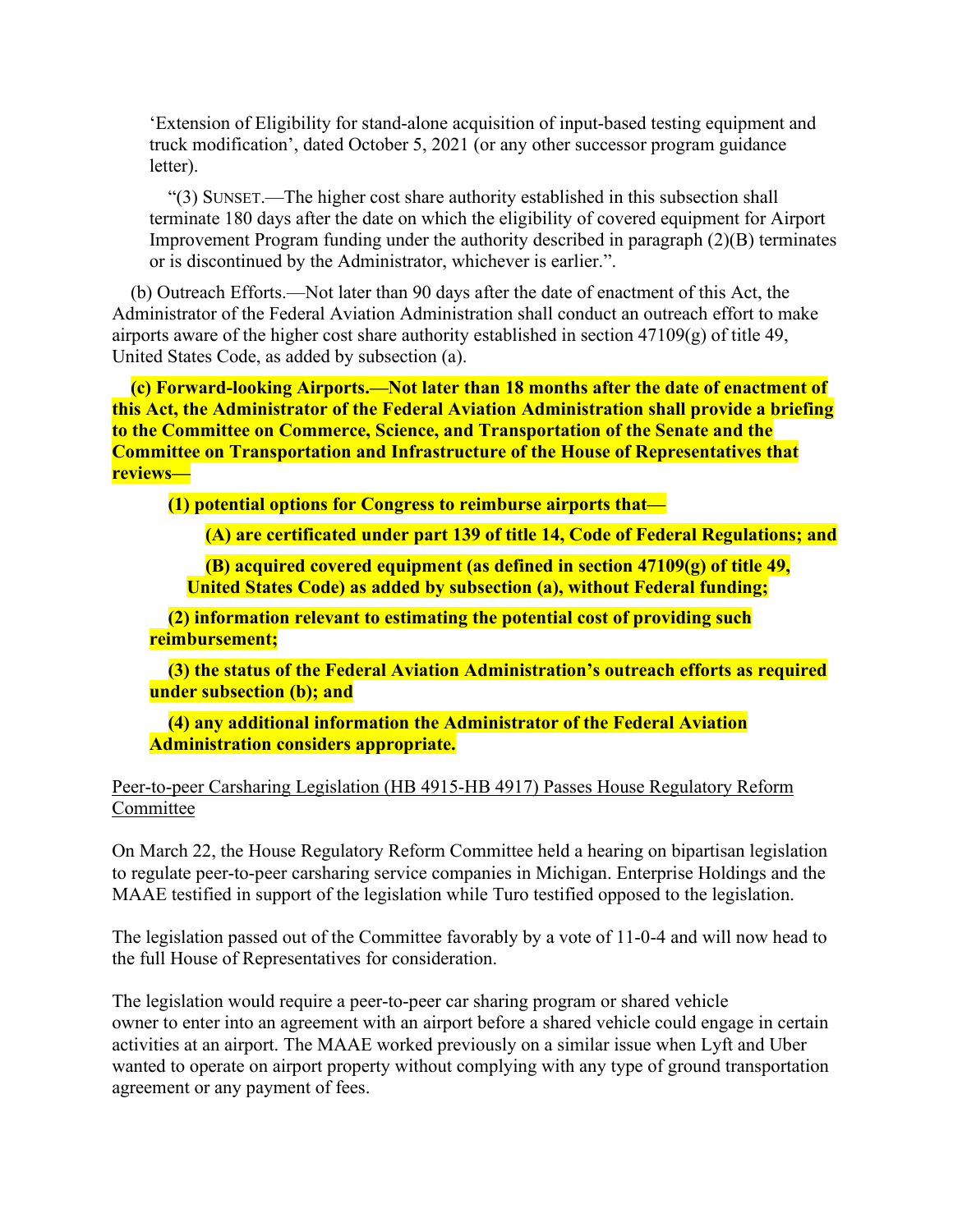'Extension of Eligibility for stand-alone acquisition of input-based testing equipment and truck modification', dated October 5, 2021 (or any other successor program guidance letter).

"(3) SUNSET.—The higher cost share authority established in this subsection shall terminate 180 days after the date on which the eligibility of covered equipment for Airport Improvement Program funding under the authority described in paragraph (2)(B) terminates or is discontinued by the Administrator, whichever is earlier.".

(b) Outreach Efforts.—Not later than 90 days after the date of enactment of this Act, the Administrator of the Federal Aviation Administration shall conduct an outreach effort to make airports aware of the higher cost share authority established in section 47109(g) of title 49, United States Code, as added by subsection (a).

**(c) Forward-looking Airports.—Not later than 18 months after the date of enactment of this Act, the Administrator of the Federal Aviation Administration shall provide a briefing to the Committee on Commerce, Science, and Transportation of the Senate and the Committee on Transportation and Infrastructure of the House of Representatives that reviews—**

**(1) potential options for Congress to reimburse airports that—**

**(A) are certificated under part 139 of title 14, Code of Federal Regulations; and**

**(B) acquired covered equipment (as defined in section 47109(g) of title 49, United States Code) as added by subsection (a), without Federal funding;**

**(2) information relevant to estimating the potential cost of providing such reimbursement;**

**(3) the status of the Federal Aviation Administration's outreach efforts as required under subsection (b); and**

**(4) any additional information the Administrator of the Federal Aviation Administration considers appropriate.**

<u>Peer-to-peer Carsharing Legislation (HB 4915-HB 4917) Passes House Regulatory Reform Committee</u>

On March 22, the House Regulatory Reform Committee held a hearing on bipartisan legislation to regulate peer-to-peer carsharing service companies in Michigan. Enterprise Holdings and the MAAE testified in support of the legislation while Turo testified opposed to the legislation.

The legislation passed out of the Committee favorably by a vote of 11-0-4 and will now head to the full House of Representatives for consideration.

The legislation would require a peer-to-peer car sharing program or shared vehicle owner to enter into an agreement with an airport before a shared vehicle could engage in certain activities at an airport. The MAAE worked previously on a similar issue when Lyft and Uber wanted to operate on airport property without complying with any type of ground transportation agreement or any payment of fees.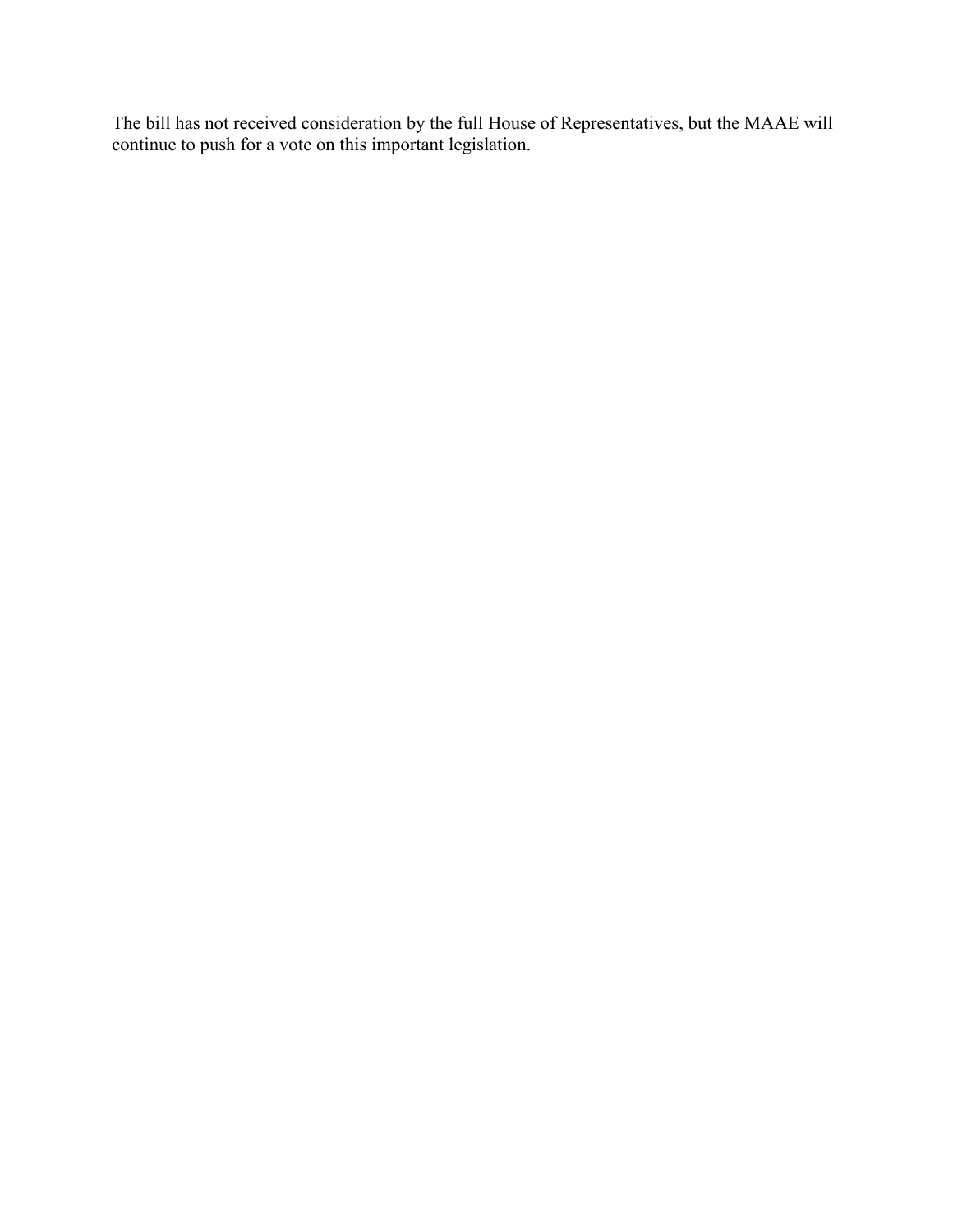The bill has not received consideration by the full House of Representatives, but the MAAE will continue to push for a vote on this important legislation.